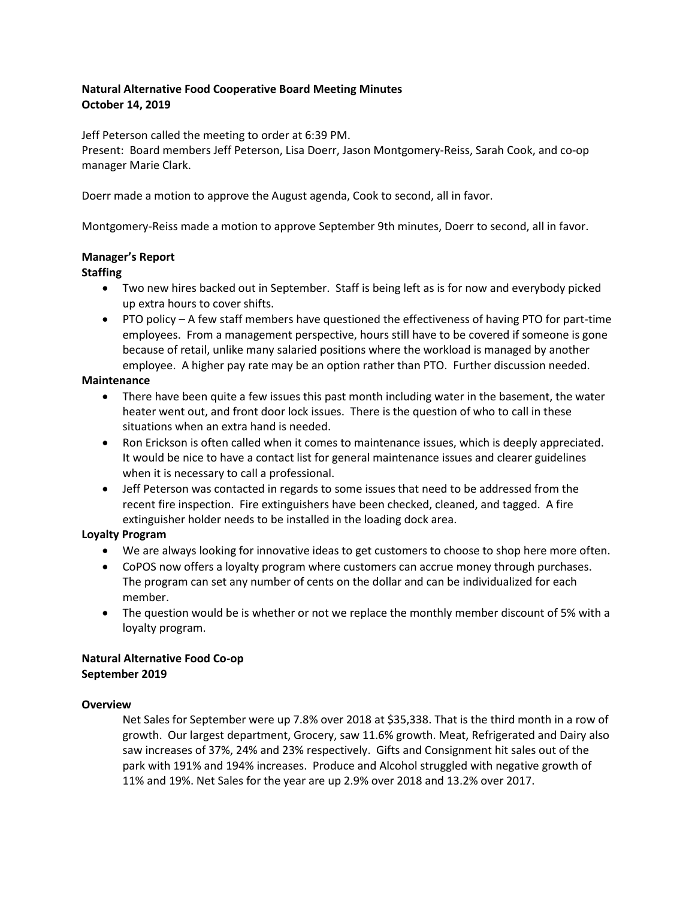**Natural Alternative Food Cooperative Board Meeting Minutes**
**October 14, 2019**

Jeff Peterson called the meeting to order at 6:39 PM.
Present: Board members Jeff Peterson, Lisa Doerr, Jason Montgomery-Reiss, Sarah Cook, and co-op manager Marie Clark.

Doerr made a motion to approve the August agenda, Cook to second, all in favor.

Montgomery-Reiss made a motion to approve September 9th minutes, Doerr to second, all in favor.

**Manager's Report**

**Staffing**

- Two new hires backed out in September. Staff is being left as is for now and everybody picked up extra hours to cover shifts.
- PTO policy – A few staff members have questioned the effectiveness of having PTO for part-time employees. From a management perspective, hours still have to be covered if someone is gone because of retail, unlike many salaried positions where the workload is managed by another employee. A higher pay rate may be an option rather than PTO. Further discussion needed.

**Maintenance**

- There have been quite a few issues this past month including water in the basement, the water heater went out, and front door lock issues. There is the question of who to call in these situations when an extra hand is needed.
- Ron Erickson is often called when it comes to maintenance issues, which is deeply appreciated. It would be nice to have a contact list for general maintenance issues and clearer guidelines when it is necessary to call a professional.
- Jeff Peterson was contacted in regards to some issues that need to be addressed from the recent fire inspection. Fire extinguishers have been checked, cleaned, and tagged. A fire extinguisher holder needs to be installed in the loading dock area.

**Loyalty Program**

- We are always looking for innovative ideas to get customers to choose to shop here more often.
- CoPOS now offers a loyalty program where customers can accrue money through purchases. The program can set any number of cents on the dollar and can be individualized for each member.
- The question would be is whether or not we replace the monthly member discount of 5% with a loyalty program.

**Natural Alternative Food Co-op**
**September 2019**

**Overview**

Net Sales for September were up 7.8% over 2018 at $35,338. That is the third month in a row of growth. Our largest department, Grocery, saw 11.6% growth. Meat, Refrigerated and Dairy also saw increases of 37%, 24% and 23% respectively. Gifts and Consignment hit sales out of the park with 191% and 194% increases. Produce and Alcohol struggled with negative growth of 11% and 19%. Net Sales for the year are up 2.9% over 2018 and 13.2% over 2017.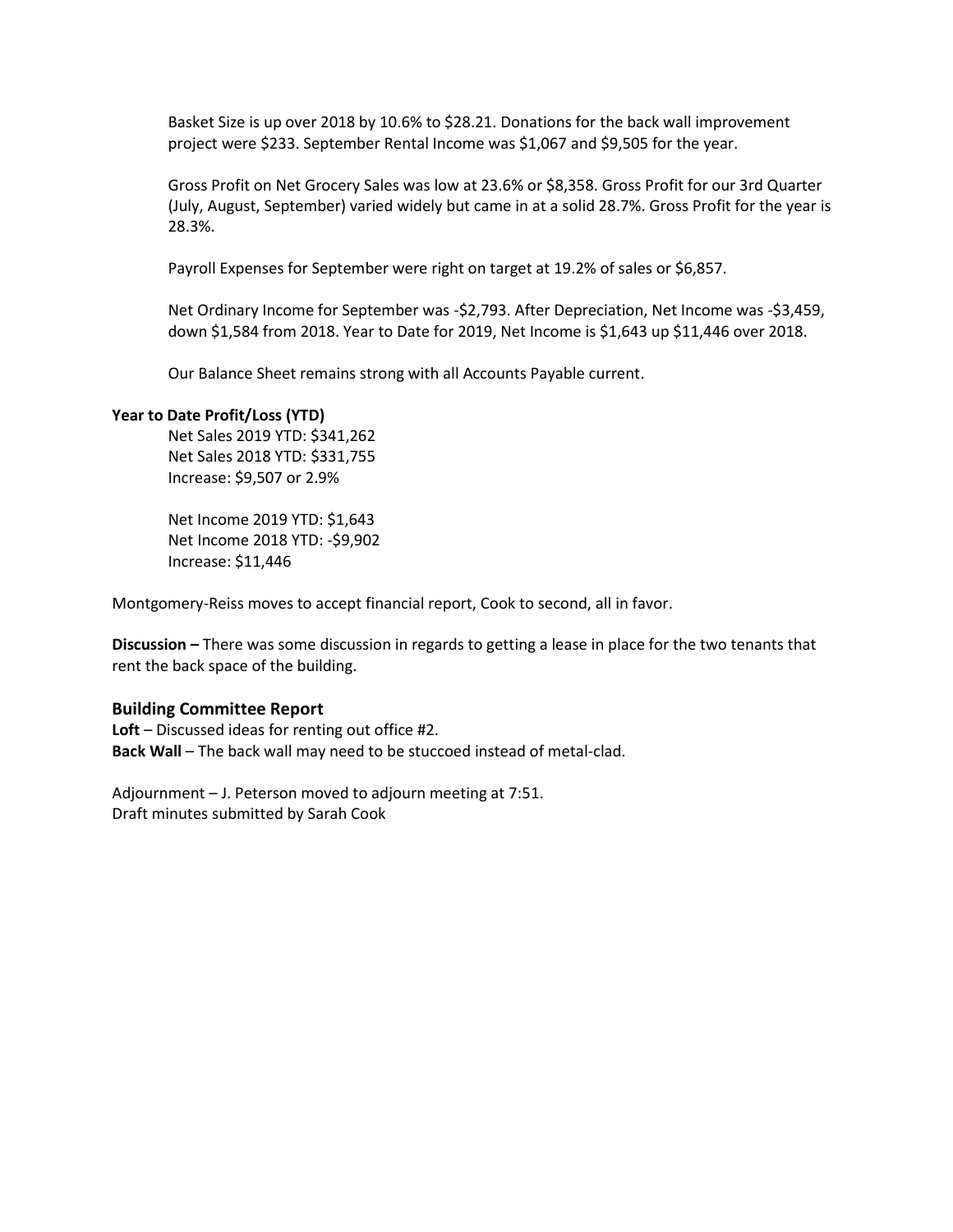Basket Size is up over 2018 by 10.6% to $28.21. Donations for the back wall improvement project were $233. September Rental Income was $1,067 and $9,505 for the year.

Gross Profit on Net Grocery Sales was low at 23.6% or $8,358. Gross Profit for our 3rd Quarter (July, August, September) varied widely but came in at a solid 28.7%. Gross Profit for the year is 28.3%.

Payroll Expenses for September were right on target at 19.2% of sales or $6,857.

Net Ordinary Income for September was -$2,793. After Depreciation, Net Income was -$3,459, down $1,584 from 2018. Year to Date for 2019, Net Income is $1,643 up $11,446 over 2018.

Our Balance Sheet remains strong with all Accounts Payable current.

**Year to Date Profit/Loss (YTD)**

Net Sales 2019 YTD: $341,262
Net Sales 2018 YTD: $331,755
Increase: $9,507 or 2.9%

Net Income 2019 YTD: $1,643
Net Income 2018 YTD: -$9,902
Increase: $11,446

Montgomery-Reiss moves to accept financial report, Cook to second, all in favor.

**Discussion –** There was some discussion in regards to getting a lease in place for the two tenants that rent the back space of the building.

## Building Committee Report

**Loft** – Discussed ideas for renting out office #2.
**Back Wall** – The back wall may need to be stuccoed instead of metal-clad.

Adjournment – J. Peterson moved to adjourn meeting at 7:51.
Draft minutes submitted by Sarah Cook